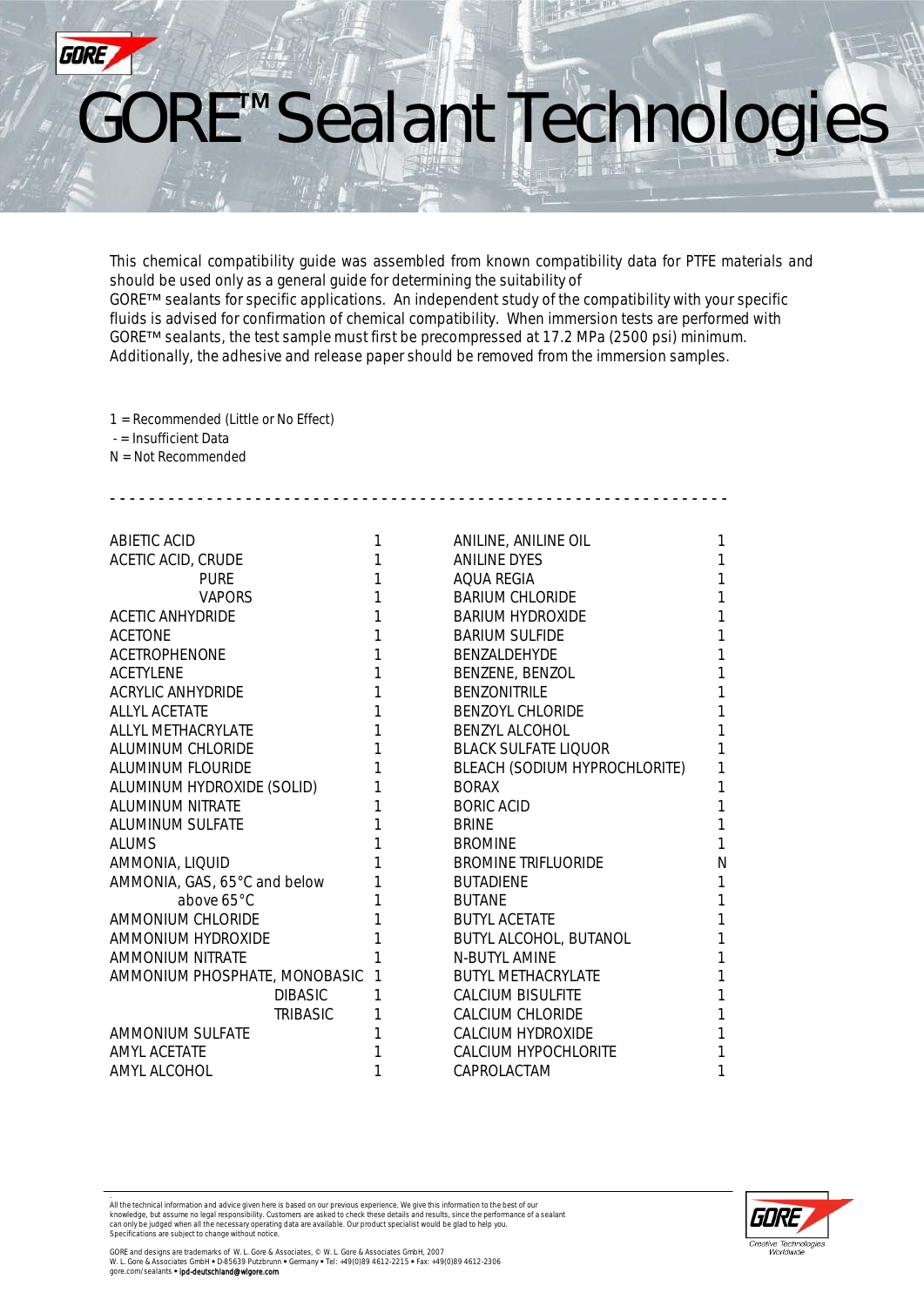# GORE™ Sealant Technologies

This chemical compatibility guide was assembled from known compatibility data for PTFE materials and should be used only as a general guide for determining the suitability of GORE™ sealants for specific applications. An independent study of the compatibility with your specific fluids is advised for confirmation of chemical compatibility. When immersion tests are performed with GORE™ sealants, the test sample must first be precompressed at 17.2 MPa (2500 psi) minimum. Additionally, the adhesive and release paper should be removed from the immersion samples.

1 = Recommended (Little or No Effect)
 - = Insufficient Data
N = Not Recommended

| Chemical | Rating |
|---|---|
| ABIETIC ACID | 1 |
| ACETIC ACID, CRUDE | 1 |
| PURE | 1 |
| VAPORS | 1 |
| ACETIC ANHYDRIDE | 1 |
| ACETONE | 1 |
| ACETROPHENONE | 1 |
| ACETYLENE | 1 |
| ACRYLIC ANHYDRIDE | 1 |
| ALLYL ACETATE | 1 |
| ALLYL METHACRYLATE | 1 |
| ALUMINUM CHLORIDE | 1 |
| ALUMINUM FLOURIDE | 1 |
| ALUMINUM HYDROXIDE (SOLID) | 1 |
| ALUMINUM NITRATE | 1 |
| ALUMINUM SULFATE | 1 |
| ALUMS | 1 |
| AMMONIA, LIQUID | 1 |
| AMMONIA, GAS, 65°C and below | 1 |
| above 65°C | 1 |
| AMMONIUM CHLORIDE | 1 |
| AMMONIUM HYDROXIDE | 1 |
| AMMONIUM NITRATE | 1 |
| AMMONIUM PHOSPHATE, MONOBASIC | 1 |
| DIBASIC | 1 |
| TRIBASIC | 1 |
| AMMONIUM SULFATE | 1 |
| AMYL ACETATE | 1 |
| AMYL ALCOHOL | 1 |
| ANILINE, ANILINE OIL | 1 |
| ANILINE DYES | 1 |
| AQUA REGIA | 1 |
| BARIUM CHLORIDE | 1 |
| BARIUM HYDROXIDE | 1 |
| BARIUM SULFIDE | 1 |
| BENZALDEHYDE | 1 |
| BENZENE, BENZOL | 1 |
| BENZONITRILE | 1 |
| BENZOYL CHLORIDE | 1 |
| BENZYL ALCOHOL | 1 |
| BLACK SULFATE LIQUOR | 1 |
| BLEACH (SODIUM HYPROCHLORITE) | 1 |
| BORAX | 1 |
| BORIC ACID | 1 |
| BRINE | 1 |
| BROMINE | 1 |
| BROMINE TRIFLUORIDE | N |
| BUTADIENE | 1 |
| BUTANE | 1 |
| BUTYL ACETATE | 1 |
| BUTYL ALCOHOL, BUTANOL | 1 |
| N-BUTYL AMINE | 1 |
| BUTYL METHACRYLATE | 1 |
| CALCIUM BISULFITE | 1 |
| CALCIUM CHLORIDE | 1 |
| CALCIUM HYDROXIDE | 1 |
| CALCIUM HYPOCHLORITE | 1 |
| CAPROLACTAM | 1 |

All the technical information and advice given here is based on our previous experience. We give this information to the best of our knowledge, but assume no legal responsibility. Customers are asked to check these details and results, since the performance of a sealant can only be judged when all the necessary operating data are available. Our product specialist would be glad to help you.
Specifications are subject to change without notice.

GORE and designs are trademarks of W. L. Gore & Associates, © W. L. Gore & Associates GmbH, 2007
W. L. Gore & Associates GmbH • D-85639 Putzbrunn • Germany • Tel: +49(0)89 4612-2215 • Fax: +49(0)89 4612-2306
gore.com/sealants • ipd-deutschland@wlgore.com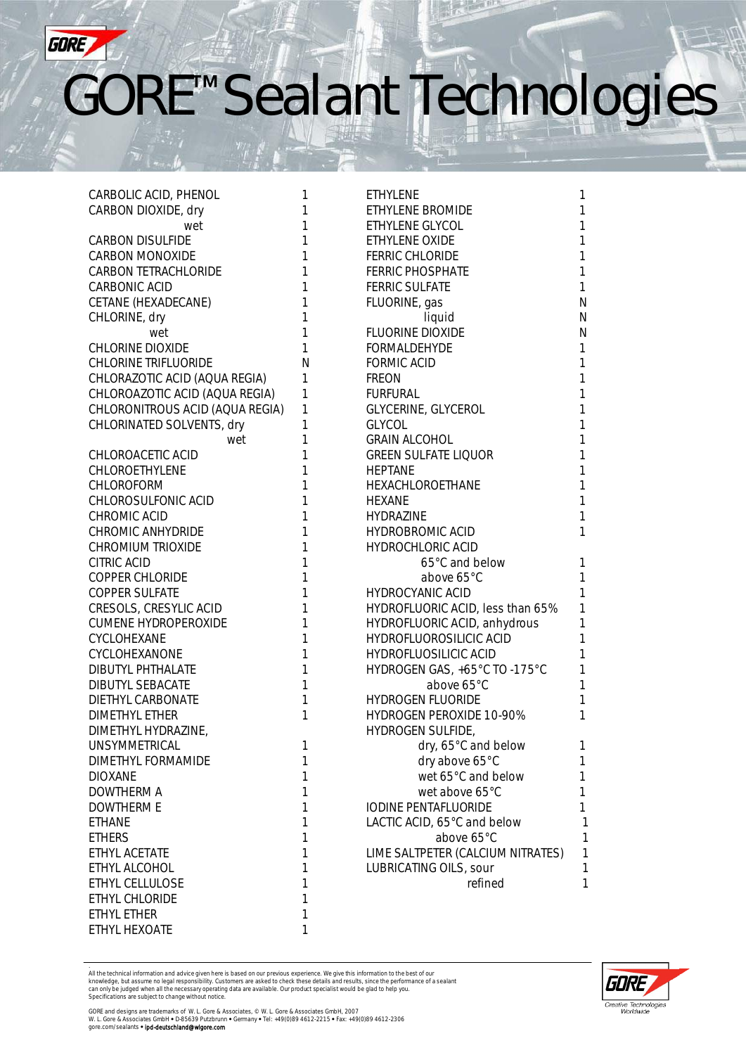# GORE™ Sealant Technologies

| Chemical | Rating |
|---|---|
| CARBOLIC ACID, PHENOL | 1 |
| CARBON DIOXIDE, dry | 1 |
| wet | 1 |
| CARBON DISULFIDE | 1 |
| CARBON MONOXIDE | 1 |
| CARBON TETRACHLORIDE | 1 |
| CARBONIC ACID | 1 |
| CETANE (HEXADECANE) | 1 |
| CHLORINE, dry | 1 |
| wet | 1 |
| CHLORINE DIOXIDE | 1 |
| CHLORINE TRIFLUORIDE | N |
| CHLORAZOTIC ACID (AQUA REGIA) | 1 |
| CHLOROAZOTIC ACID (AQUA REGIA) | 1 |
| CHLORONITROUS ACID (AQUA REGIA) | 1 |
| CHLORINATED SOLVENTS, dry | 1 |
| wet | 1 |
| CHLOROACETIC ACID | 1 |
| CHLOROETHYLENE | 1 |
| CHLOROFORM | 1 |
| CHLOROSULFONIC ACID | 1 |
| CHROMIC ACID | 1 |
| CHROMIC ANHYDRIDE | 1 |
| CHROMIUM TRIOXIDE | 1 |
| CITRIC ACID | 1 |
| COPPER CHLORIDE | 1 |
| COPPER SULFATE | 1 |
| CRESOLS, CRESYLIC ACID | 1 |
| CUMENE HYDROPEROXIDE | 1 |
| CYCLOHEXANE | 1 |
| CYCLOHEXANONE | 1 |
| DIBUTYL PHTHALATE | 1 |
| DIBUTYL SEBACATE | 1 |
| DIETHYL CARBONATE | 1 |
| DIMETHYL ETHER | 1 |
| DIMETHYL HYDRAZINE, UNSYMMETRICAL | 1 |
| DIMETHYL FORMAMIDE | 1 |
| DIOXANE | 1 |
| DOWTHERM A | 1 |
| DOWTHERM E | 1 |
| ETHANE | 1 |
| ETHERS | 1 |
| ETHYL ACETATE | 1 |
| ETHYL ALCOHOL | 1 |
| ETHYL CELLULOSE | 1 |
| ETHYL CHLORIDE | 1 |
| ETHYL ETHER | 1 |
| ETHYL HEXOATE | 1 |
| ETHYLENE | 1 |
| ETHYLENE BROMIDE | 1 |
| ETHYLENE GLYCOL | 1 |
| ETHYLENE OXIDE | 1 |
| FERRIC CHLORIDE | 1 |
| FERRIC PHOSPHATE | 1 |
| FERRIC SULFATE | 1 |
| FLUORINE, gas | N |
| liquid | N |
| FLUORINE DIOXIDE | N |
| FORMALDEHYDE | 1 |
| FORMIC ACID | 1 |
| FREON | 1 |
| FURFURAL | 1 |
| GLYCERINE, GLYCEROL | 1 |
| GLYCOL | 1 |
| GRAIN ALCOHOL | 1 |
| GREEN SULFATE LIQUOR | 1 |
| HEPTANE | 1 |
| HEXACHLOROETHANE | 1 |
| HEXANE | 1 |
| HYDRAZINE | 1 |
| HYDROBROMIC ACID | 1 |
| HYDROCHLORIC ACID | |
| 65°C and below | 1 |
| above 65°C | 1 |
| HYDROCYANIC ACID | 1 |
| HYDROFLUORIC ACID, less than 65% | 1 |
| HYDROFLUORIC ACID, anhydrous | 1 |
| HYDROFLUOROSILICIC ACID | 1 |
| HYDROFLUOSILICIC ACID | 1 |
| HYDROGEN GAS, +65°C TO -175°C | 1 |
| above 65°C | 1 |
| HYDROGEN FLUORIDE | 1 |
| HYDROGEN PEROXIDE 10-90% | 1 |
| HYDROGEN SULFIDE, | |
| dry, 65°C and below | 1 |
| dry above 65°C | 1 |
| wet 65°C and below | 1 |
| wet above 65°C | 1 |
| IODINE PENTAFLUORIDE | 1 |
| LACTIC ACID, 65°C and below | 1 |
| above 65°C | 1 |
| LIME SALTPETER (CALCIUM NITRATES) | 1 |
| LUBRICATING OILS, sour | 1 |
| refined | 1 |

All the technical information and advice given here is based on our previous experience. We give this information to the best of our knowledge, but assume no legal responsibility. Customers are asked to check these details and results, since the performance of a sealant can only be judged when all the necessary operating data are available. Our product specialist would be glad to help you.
Specifications are subject to change without notice.

GORE and designs are trademarks of W. L. Gore & Associates, © W. L. Gore & Associates GmbH, 2007
W. L. Gore & Associates GmbH • D-85639 Putzbrunn • Germany • Tel: +49(0)89 4612-2215 • Fax: +49(0)89 4612-2306
gore.com/sealants • ipd-deutschland@wlgore.com

GORE Creative Technologies Worldwide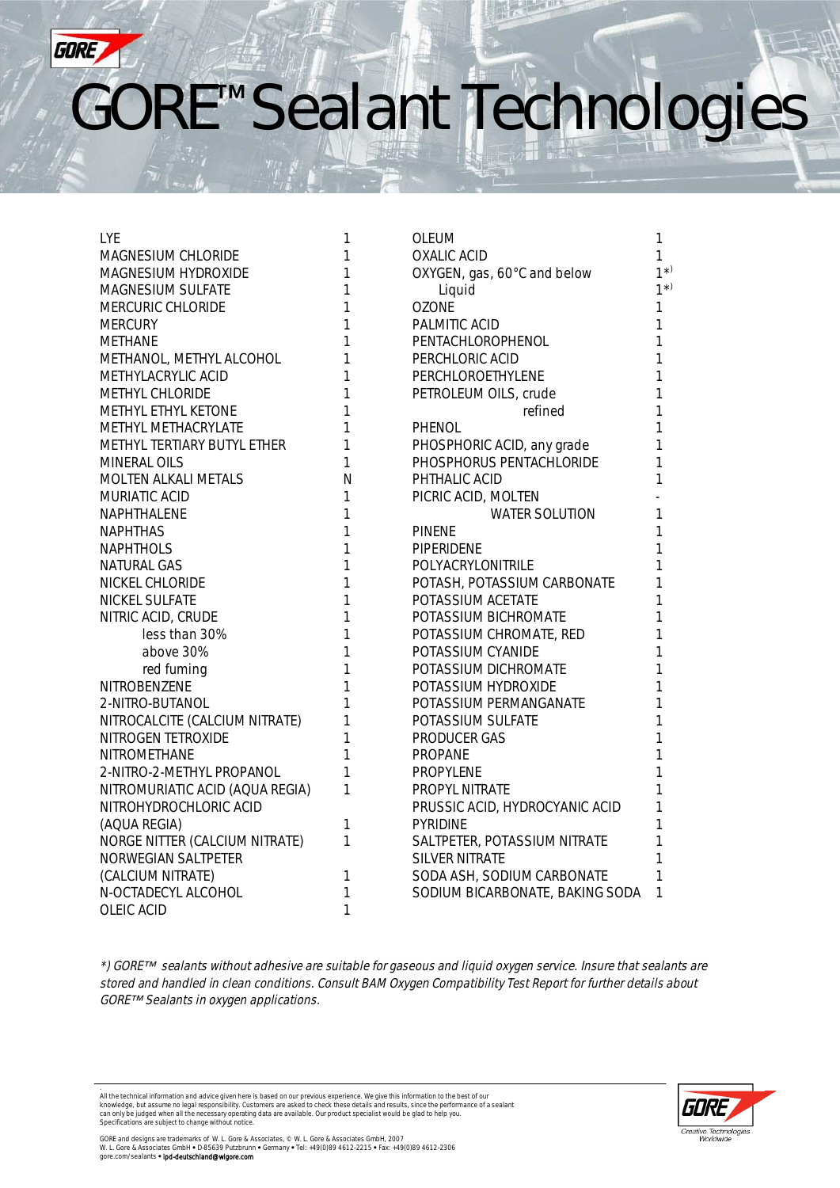# GORE™ Sealant Technologies

| | |
|---|---|
| LYE | 1 |
| MAGNESIUM CHLORIDE | 1 |
| MAGNESIUM HYDROXIDE | 1 |
| MAGNESIUM SULFATE | 1 |
| MERCURIC CHLORIDE | 1 |
| MERCURY | 1 |
| METHANE | 1 |
| METHANOL, METHYL ALCOHOL | 1 |
| METHYLACRYLIC ACID | 1 |
| METHYL CHLORIDE | 1 |
| METHYL ETHYL KETONE | 1 |
| METHYL METHACRYLATE | 1 |
| METHYL TERTIARY BUTYL ETHER | 1 |
| MINERAL OILS | 1 |
| MOLTEN ALKALI METALS | N |
| MURIATIC ACID | 1 |
| NAPHTHALENE | 1 |
| NAPHTHAS | 1 |
| NAPHTHOLS | 1 |
| NATURAL GAS | 1 |
| NICKEL CHLORIDE | 1 |
| NICKEL SULFATE | 1 |
| NITRIC ACID, CRUDE | 1 |
| less than 30% | 1 |
| above 30% | 1 |
| red fuming | 1 |
| NITROBENZENE | 1 |
| 2-NITRO-BUTANOL | 1 |
| NITROCALCITE (CALCIUM NITRATE) | 1 |
| NITROGEN TETROXIDE | 1 |
| NITROMETHANE | 1 |
| 2-NITRO-2-METHYL PROPANOL | 1 |
| NITROMURIATIC ACID (AQUA REGIA) | 1 |
| NITROHYDROCHLORIC ACID (AQUA REGIA) | 1 |
| NORGE NITTER (CALCIUM NITRATE) | 1 |
| NORWEGIAN SALTPETER (CALCIUM NITRATE) | 1 |
| N-OCTADECYL ALCOHOL | 1 |
| OLEIC ACID | 1 |
| OLEUM | 1 |
| OXALIC ACID | 1 |
| OXYGEN, gas, 60°C and below | 1*) |
| Liquid | 1*) |
| OZONE | 1 |
| PALMITIC ACID | 1 |
| PENTACHLOROPHENOL | 1 |
| PERCHLORIC ACID | 1 |
| PERCHLOROETHYLENE | 1 |
| PETROLEUM OILS, crude | 1 |
| refined | 1 |
| PHENOL | 1 |
| PHOSPHORIC ACID, any grade | 1 |
| PHOSPHORUS PENTACHLORIDE | 1 |
| PHTHALIC ACID | 1 |
| PICRIC ACID, MOLTEN | - |
| WATER SOLUTION | 1 |
| PINENE | 1 |
| PIPERIDENE | 1 |
| POLYACRYLONITRILE | 1 |
| POTASH, POTASSIUM CARBONATE | 1 |
| POTASSIUM ACETATE | 1 |
| POTASSIUM BICHROMATE | 1 |
| POTASSIUM CHROMATE, RED | 1 |
| POTASSIUM CYANIDE | 1 |
| POTASSIUM DICHROMATE | 1 |
| POTASSIUM HYDROXIDE | 1 |
| POTASSIUM PERMANGANATE | 1 |
| POTASSIUM SULFATE | 1 |
| PRODUCER GAS | 1 |
| PROPANE | 1 |
| PROPYLENE | 1 |
| PROPYL NITRATE | 1 |
| PRUSSIC ACID, HYDROCYANIC ACID | 1 |
| PYRIDINE | 1 |
| SALTPETER, POTASSIUM NITRATE | 1 |
| SILVER NITRATE | 1 |
| SODA ASH, SODIUM CARBONATE | 1 |
| SODIUM BICARBONATE, BAKING SODA | 1 |

*\*) GORE™ sealants without adhesive are suitable for gaseous and liquid oxygen service. Insure that sealants are stored and handled in clean conditions. Consult BAM Oxygen Compatibility Test Report for further details about GORE™ Sealants in oxygen applications.*

All the technical information and advice given here is based on our previous experience. We give this information to the best of our knowledge, but assume no legal responsibility. Customers are asked to check these details and results, since the performance of a sealant can only be judged when all the necessary operating data are available. Our product specialist would be glad to help you. Specifications are subject to change without notice.

GORE and designs are trademarks of W. L. Gore & Associates, © W. L. Gore & Associates GmbH, 2007
W. L. Gore & Associates GmbH • D-85639 Putzbrunn • Germany • Tel: +49(0)89 4612-2215 • Fax: +49(0)89 4612-2306
gore.com/sealants • ipd-deutschland@wlgore.com

GORE Creative Technologies Worldwide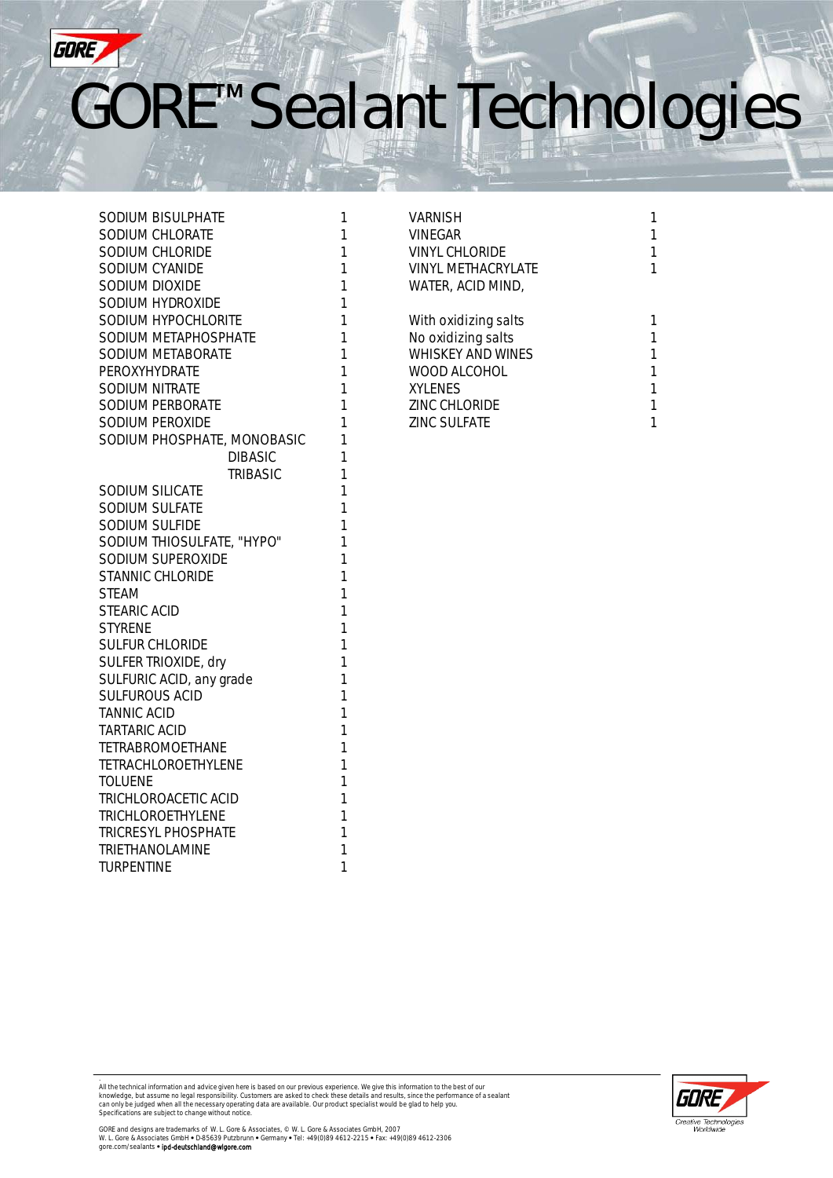# GORE™ Sealant Technologies

| | |
|---|---|
| SODIUM BISULPHATE | 1 |
| SODIUM CHLORATE | 1 |
| SODIUM CHLORIDE | 1 |
| SODIUM CYANIDE | 1 |
| SODIUM DIOXIDE | 1 |
| SODIUM HYDROXIDE | 1 |
| SODIUM HYPOCHLORITE | 1 |
| SODIUM METAPHOSPHATE | 1 |
| SODIUM METABORATE | 1 |
| PEROXYHYDRATE | 1 |
| SODIUM NITRATE | 1 |
| SODIUM PERBORATE | 1 |
| SODIUM PEROXIDE | 1 |
| SODIUM PHOSPHATE, MONOBASIC | 1 |
| DIBASIC | 1 |
| TRIBASIC | 1 |
| SODIUM SILICATE | 1 |
| SODIUM SULFATE | 1 |
| SODIUM SULFIDE | 1 |
| SODIUM THIOSULFATE, "HYPO" | 1 |
| SODIUM SUPEROXIDE | 1 |
| STANNIC CHLORIDE | 1 |
| STEAM | 1 |
| STEARIC ACID | 1 |
| STYRENE | 1 |
| SULFUR CHLORIDE | 1 |
| SULFER TRIOXIDE, dry | 1 |
| SULFURIC ACID, any grade | 1 |
| SULFUROUS ACID | 1 |
| TANNIC ACID | 1 |
| TARTARIC ACID | 1 |
| TETRABROMOETHANE | 1 |
| TETRACHLOROETHYLENE | 1 |
| TOLUENE | 1 |
| TRICHLOROACETIC ACID | 1 |
| TRICHLOROETHYLENE | 1 |
| TRICRESYL PHOSPHATE | 1 |
| TRIETHANOLAMINE | 1 |
| TURPENTINE | 1 |
| VARNISH | 1 |
| VINEGAR | 1 |
| VINYL CHLORIDE | 1 |
| VINYL METHACRYLATE | 1 |
| WATER, ACID MIND, | |
| With oxidizing salts | 1 |
| No oxidizing salts | 1 |
| WHISKEY AND WINES | 1 |
| WOOD ALCOHOL | 1 |
| XYLENES | 1 |
| ZINC CHLORIDE | 1 |
| ZINC SULFATE | 1 |

All the technical information and advice given here is based on our previous experience. We give this information to the best of our knowledge, but assume no legal responsibility. Customers are asked to check these details and results, since the performance of a sealant can only be judged when all the necessary operating data are available. Our product specialist would be glad to help you. Specifications are subject to change without notice.

GORE and designs are trademarks of W. L. Gore & Associates, © W. L. Gore & Associates GmbH, 2007
W. L. Gore & Associates GmbH • D-85639 Putzbrunn • Germany • Tel: +49(0)89 4612-2215 • Fax: +49(0)89 4612-2306
gore.com/sealants • ipd-deutschland@wlgore.com

GORE Creative Technologies Worldwide